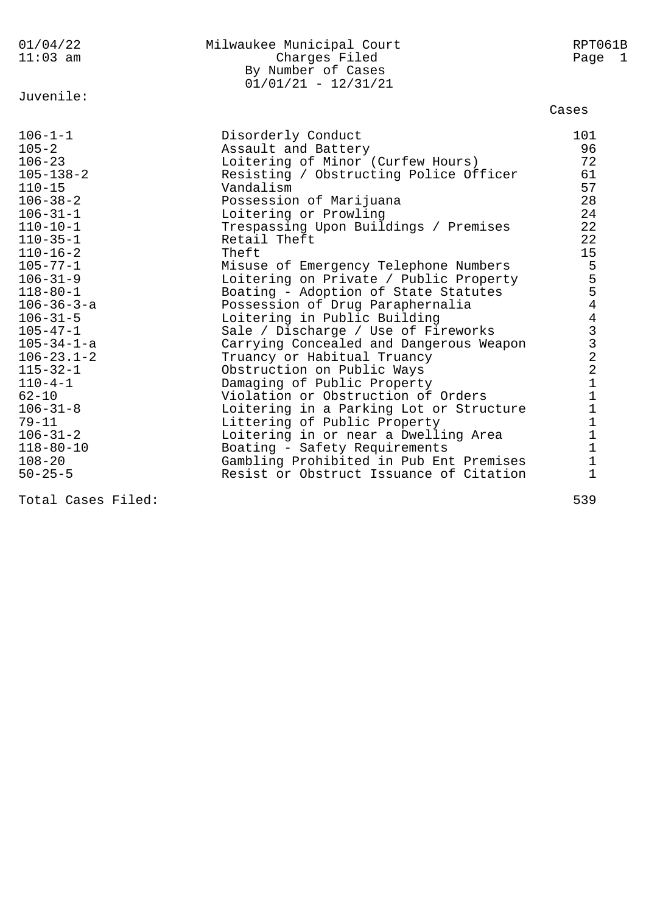# Milwaukee Municipal Court

## Charges Filed
### By Number of Cases
### 01/01/21 - 12/31/21

01/04/22
11:03 am

RPT061B

**Juvenile:**

| Code | Charge | Cases |
|---|---|---|
| 106-1-1 | Disorderly Conduct | 101 |
| 105-2 | Assault and Battery | 96 |
| 106-23 | Loitering of Minor (Curfew Hours) | 72 |
| 105-138-2 | Resisting / Obstructing Police Officer | 61 |
| 110-15 | Vandalism | 57 |
| 106-38-2 | Possession of Marijuana | 28 |
| 106-31-1 | Loitering or Prowling | 24 |
| 110-10-1 | Trespassing Upon Buildings / Premises | 22 |
| 110-35-1 | Retail Theft | 22 |
| 110-16-2 | Theft | 15 |
| 105-77-1 | Misuse of Emergency Telephone Numbers | 5 |
| 106-31-9 | Loitering on Private / Public Property | 5 |
| 118-80-1 | Boating - Adoption of State Statutes | 5 |
| 106-36-3-a | Possession of Drug Paraphernalia | 4 |
| 106-31-5 | Loitering in Public Building | 4 |
| 105-47-1 | Sale / Discharge / Use of Fireworks | 3 |
| 105-34-1-a | Carrying Concealed and Dangerous Weapon | 3 |
| 106-23.1-2 | Truancy or Habitual Truancy | 2 |
| 115-32-1 | Obstruction on Public Ways | 2 |
| 110-4-1 | Damaging of Public Property | 1 |
| 62-10 | Violation or Obstruction of Orders | 1 |
| 106-31-8 | Loitering in a Parking Lot or Structure | 1 |
| 79-11 | Littering of Public Property | 1 |
| 106-31-2 | Loitering in or near a Dwelling Area | 1 |
| 118-80-10 | Boating - Safety Requirements | 1 |
| 108-20 | Gambling Prohibited in Pub Ent Premises | 1 |
| 50-25-5 | Resist or Obstruct Issuance of Citation | 1 |

Total Cases Filed: 539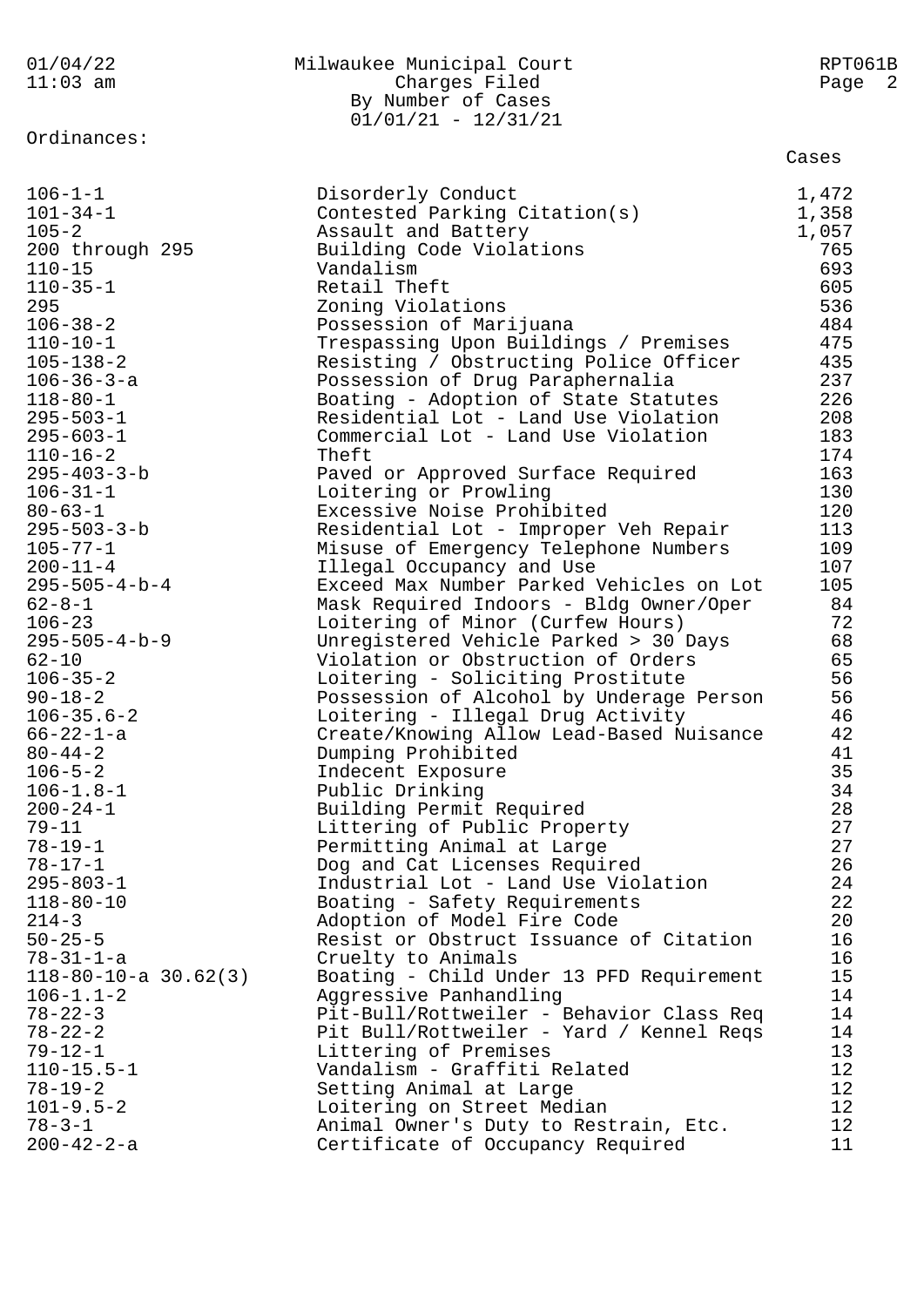Milwaukee Municipal Court
Charges Filed
By Number of Cases
01/01/21 - 12/31/21

Ordinances:

| Ordinance | Description | Cases |
|---|---|---|
| 106-1-1 | Disorderly Conduct | 1,472 |
| 101-34-1 | Contested Parking Citation(s) | 1,358 |
| 105-2 | Assault and Battery | 1,057 |
| 200 through 295 | Building Code Violations | 765 |
| 110-15 | Vandalism | 693 |
| 110-35-1 | Retail Theft | 605 |
| 295 | Zoning Violations | 536 |
| 106-38-2 | Possession of Marijuana | 484 |
| 110-10-1 | Trespassing Upon Buildings / Premises | 475 |
| 105-138-2 | Resisting / Obstructing Police Officer | 435 |
| 106-36-3-a | Possession of Drug Paraphernalia | 237 |
| 118-80-1 | Boating - Adoption of State Statutes | 226 |
| 295-503-1 | Residential Lot - Land Use Violation | 208 |
| 295-603-1 | Commercial Lot - Land Use Violation | 183 |
| 110-16-2 | Theft | 174 |
| 295-403-3-b | Paved or Approved Surface Required | 163 |
| 106-31-1 | Loitering or Prowling | 130 |
| 80-63-1 | Excessive Noise Prohibited | 120 |
| 295-503-3-b | Residential Lot - Improper Veh Repair | 113 |
| 105-77-1 | Misuse of Emergency Telephone Numbers | 109 |
| 200-11-4 | Illegal Occupancy and Use | 107 |
| 295-505-4-b-4 | Exceed Max Number Parked Vehicles on Lot | 105 |
| 62-8-1 | Mask Required Indoors - Bldg Owner/Oper | 84 |
| 106-23 | Loitering of Minor (Curfew Hours) | 72 |
| 295-505-4-b-9 | Unregistered Vehicle Parked > 30 Days | 68 |
| 62-10 | Violation or Obstruction of Orders | 65 |
| 106-35-2 | Loitering - Soliciting Prostitute | 56 |
| 90-18-2 | Possession of Alcohol by Underage Person | 56 |
| 106-35.6-2 | Loitering - Illegal Drug Activity | 46 |
| 66-22-1-a | Create/Knowing Allow Lead-Based Nuisance | 42 |
| 80-44-2 | Dumping Prohibited | 41 |
| 106-5-2 | Indecent Exposure | 35 |
| 106-1.8-1 | Public Drinking | 34 |
| 200-24-1 | Building Permit Required | 28 |
| 79-11 | Littering of Public Property | 27 |
| 78-19-1 | Permitting Animal at Large | 27 |
| 78-17-1 | Dog and Cat Licenses Required | 26 |
| 295-803-1 | Industrial Lot - Land Use Violation | 24 |
| 118-80-10 | Boating - Safety Requirements | 22 |
| 214-3 | Adoption of Model Fire Code | 20 |
| 50-25-5 | Resist or Obstruct Issuance of Citation | 16 |
| 78-31-1-a | Cruelty to Animals | 16 |
| 118-80-10-a 30.62(3) | Boating - Child Under 13 PFD Requirement | 15 |
| 106-1.1-2 | Aggressive Panhandling | 14 |
| 78-22-3 | Pit-Bull/Rottweiler - Behavior Class Req | 14 |
| 78-22-2 | Pit Bull/Rottweiler - Yard / Kennel Reqs | 14 |
| 79-12-1 | Littering of Premises | 13 |
| 110-15.5-1 | Vandalism - Graffiti Related | 12 |
| 78-19-2 | Setting Animal at Large | 12 |
| 101-9.5-2 | Loitering on Street Median | 12 |
| 78-3-1 | Animal Owner's Duty to Restrain, Etc. | 12 |
| 200-42-2-a | Certificate of Occupancy Required | 11 |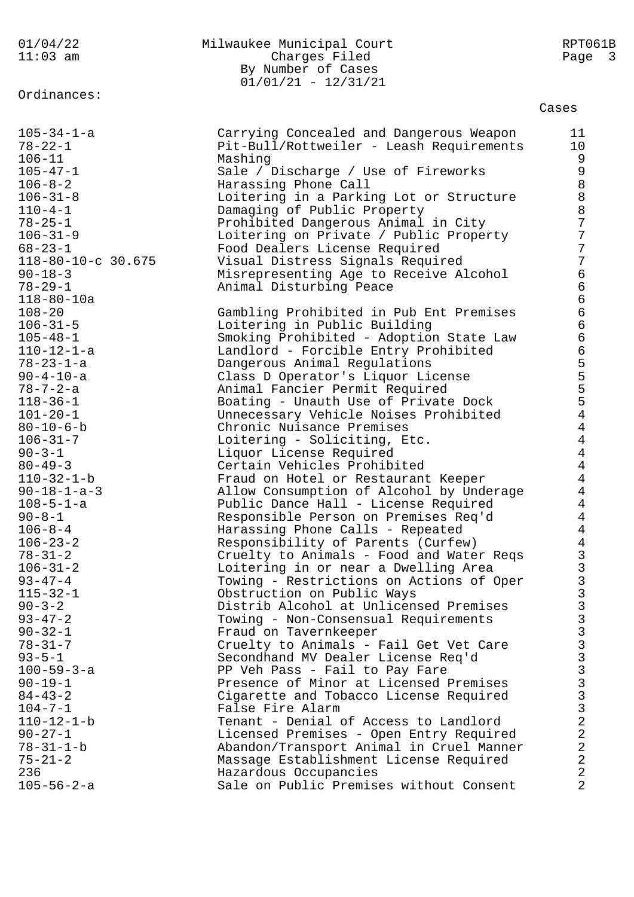Milwaukee Municipal Court
Charges Filed
By Number of Cases
01/01/21 - 12/31/21

Ordinances:

| Ordinance | Description | Cases |
|---|---|---|
| 105-34-1-a | Carrying Concealed and Dangerous Weapon | 11 |
| 78-22-1 | Pit-Bull/Rottweiler - Leash Requirements | 10 |
| 106-11 | Mashing | 9 |
| 105-47-1 | Sale / Discharge / Use of Fireworks | 9 |
| 106-8-2 | Harassing Phone Call | 8 |
| 106-31-8 | Loitering in a Parking Lot or Structure | 8 |
| 110-4-1 | Damaging of Public Property | 8 |
| 78-25-1 | Prohibited Dangerous Animal in City | 7 |
| 106-31-9 | Loitering on Private / Public Property | 7 |
| 68-23-1 | Food Dealers License Required | 7 |
| 118-80-10-c 30.675 | Visual Distress Signals Required | 7 |
| 90-18-3 | Misrepresenting Age to Receive Alcohol | 6 |
| 78-29-1 | Animal Disturbing Peace | 6 |
| 118-80-10a | | 6 |
| 108-20 | Gambling Prohibited in Pub Ent Premises | 6 |
| 106-31-5 | Loitering in Public Building | 6 |
| 105-48-1 | Smoking Prohibited - Adoption State Law | 6 |
| 110-12-1-a | Landlord - Forcible Entry Prohibited | 6 |
| 78-23-1-a | Dangerous Animal Regulations | 5 |
| 90-4-10-a | Class D Operator's Liquor License | 5 |
| 78-7-2-a | Animal Fancier Permit Required | 5 |
| 118-36-1 | Boating - Unauth Use of Private Dock | 5 |
| 101-20-1 | Unnecessary Vehicle Noises Prohibited | 4 |
| 80-10-6-b | Chronic Nuisance Premises | 4 |
| 106-31-7 | Loitering - Soliciting, Etc. | 4 |
| 90-3-1 | Liquor License Required | 4 |
| 80-49-3 | Certain Vehicles Prohibited | 4 |
| 110-32-1-b | Fraud on Hotel or Restaurant Keeper | 4 |
| 90-18-1-a-3 | Allow Consumption of Alcohol by Underage | 4 |
| 108-5-1-a | Public Dance Hall - License Required | 4 |
| 90-8-1 | Responsible Person on Premises Req'd | 4 |
| 106-8-4 | Harassing Phone Calls - Repeated | 4 |
| 106-23-2 | Responsibility of Parents (Curfew) | 4 |
| 78-31-2 | Cruelty to Animals - Food and Water Reqs | 3 |
| 106-31-2 | Loitering in or near a Dwelling Area | 3 |
| 93-47-4 | Towing - Restrictions on Actions of Oper | 3 |
| 115-32-1 | Obstruction on Public Ways | 3 |
| 90-3-2 | Distrib Alcohol at Unlicensed Premises | 3 |
| 93-47-2 | Towing - Non-Consensual Requirements | 3 |
| 90-32-1 | Fraud on Tavernkeeper | 3 |
| 78-31-7 | Cruelty to Animals - Fail Get Vet Care | 3 |
| 93-5-1 | Secondhand MV Dealer License Req'd | 3 |
| 100-59-3-a | PP Veh Pass - Fail to Pay Fare | 3 |
| 90-19-1 | Presence of Minor at Licensed Premises | 3 |
| 84-43-2 | Cigarette and Tobacco License Required | 3 |
| 104-7-1 | False Fire Alarm | 3 |
| 110-12-1-b | Tenant - Denial of Access to Landlord | 2 |
| 90-27-1 | Licensed Premises - Open Entry Required | 2 |
| 78-31-1-b | Abandon/Transport Animal in Cruel Manner | 2 |
| 75-21-2 | Massage Establishment License Required | 2 |
| 236 | Hazardous Occupancies | 2 |
| 105-56-2-a | Sale on Public Premises without Consent | 2 |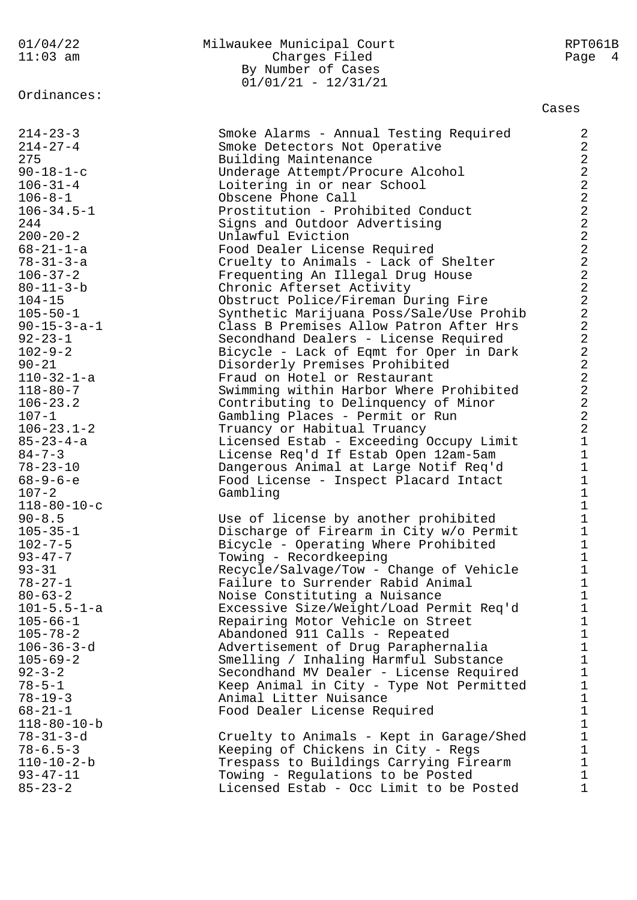Ordinances:

| | | Cases |
|---|---|---|
| 214-23-3 | Smoke Alarms - Annual Testing Required | 2 |
| 214-27-4 | Smoke Detectors Not Operative | 2 |
| 275 | Building Maintenance | 2 |
| 90-18-1-c | Underage Attempt/Procure Alcohol | 2 |
| 106-31-4 | Loitering in or near School | 2 |
| 106-8-1 | Obscene Phone Call | 2 |
| 106-34.5-1 | Prostitution - Prohibited Conduct | 2 |
| 244 | Signs and Outdoor Advertising | 2 |
| 200-20-2 | Unlawful Eviction | 2 |
| 68-21-1-a | Food Dealer License Required | 2 |
| 78-31-3-a | Cruelty to Animals - Lack of Shelter | 2 |
| 106-37-2 | Frequenting An Illegal Drug House | 2 |
| 80-11-3-b | Chronic Afterset Activity | 2 |
| 104-15 | Obstruct Police/Fireman During Fire | 2 |
| 105-50-1 | Synthetic Marijuana Poss/Sale/Use Prohib | 2 |
| 90-15-3-a-1 | Class B Premises Allow Patron After Hrs | 2 |
| 92-23-1 | Secondhand Dealers - License Required | 2 |
| 102-9-2 | Bicycle - Lack of Eqmt for Oper in Dark | 2 |
| 90-21 | Disorderly Premises Prohibited | 2 |
| 110-32-1-a | Fraud on Hotel or Restaurant | 2 |
| 118-80-7 | Swimming within Harbor Where Prohibited | 2 |
| 106-23.2 | Contributing to Delinquency of Minor | 2 |
| 107-1 | Gambling Places - Permit or Run | 2 |
| 106-23.1-2 | Truancy or Habitual Truancy | 2 |
| 85-23-4-a | Licensed Estab - Exceeding Occupy Limit | 1 |
| 84-7-3 | License Req'd If Estab Open 12am-5am | 1 |
| 78-23-10 | Dangerous Animal at Large Notif Req'd | 1 |
| 68-9-6-e | Food License - Inspect Placard Intact | 1 |
| 107-2 | Gambling | 1 |
| 118-80-10-c | | 1 |
| 90-8.5 | Use of license by another prohibited | 1 |
| 105-35-1 | Discharge of Firearm in City w/o Permit | 1 |
| 102-7-5 | Bicycle - Operating Where Prohibited | 1 |
| 93-47-7 | Towing - Recordkeeping | 1 |
| 93-31 | Recycle/Salvage/Tow - Change of Vehicle | 1 |
| 78-27-1 | Failure to Surrender Rabid Animal | 1 |
| 80-63-2 | Noise Constituting a Nuisance | 1 |
| 101-5.5-1-a | Excessive Size/Weight/Load Permit Req'd | 1 |
| 105-66-1 | Repairing Motor Vehicle on Street | 1 |
| 105-78-2 | Abandoned 911 Calls - Repeated | 1 |
| 106-36-3-d | Advertisement of Drug Paraphernalia | 1 |
| 105-69-2 | Smelling / Inhaling Harmful Substance | 1 |
| 92-3-2 | Secondhand MV Dealer - License Required | 1 |
| 78-5-1 | Keep Animal in City - Type Not Permitted | 1 |
| 78-19-3 | Animal Litter Nuisance | 1 |
| 68-21-1 | Food Dealer License Required | 1 |
| 118-80-10-b | | 1 |
| 78-31-3-d | Cruelty to Animals - Kept in Garage/Shed | 1 |
| 78-6.5-3 | Keeping of Chickens in City - Regs | 1 |
| 110-10-2-b | Trespass to Buildings Carrying Firearm | 1 |
| 93-47-11 | Towing - Regulations to be Posted | 1 |
| 85-23-2 | Licensed Estab - Occ Limit to be Posted | 1 |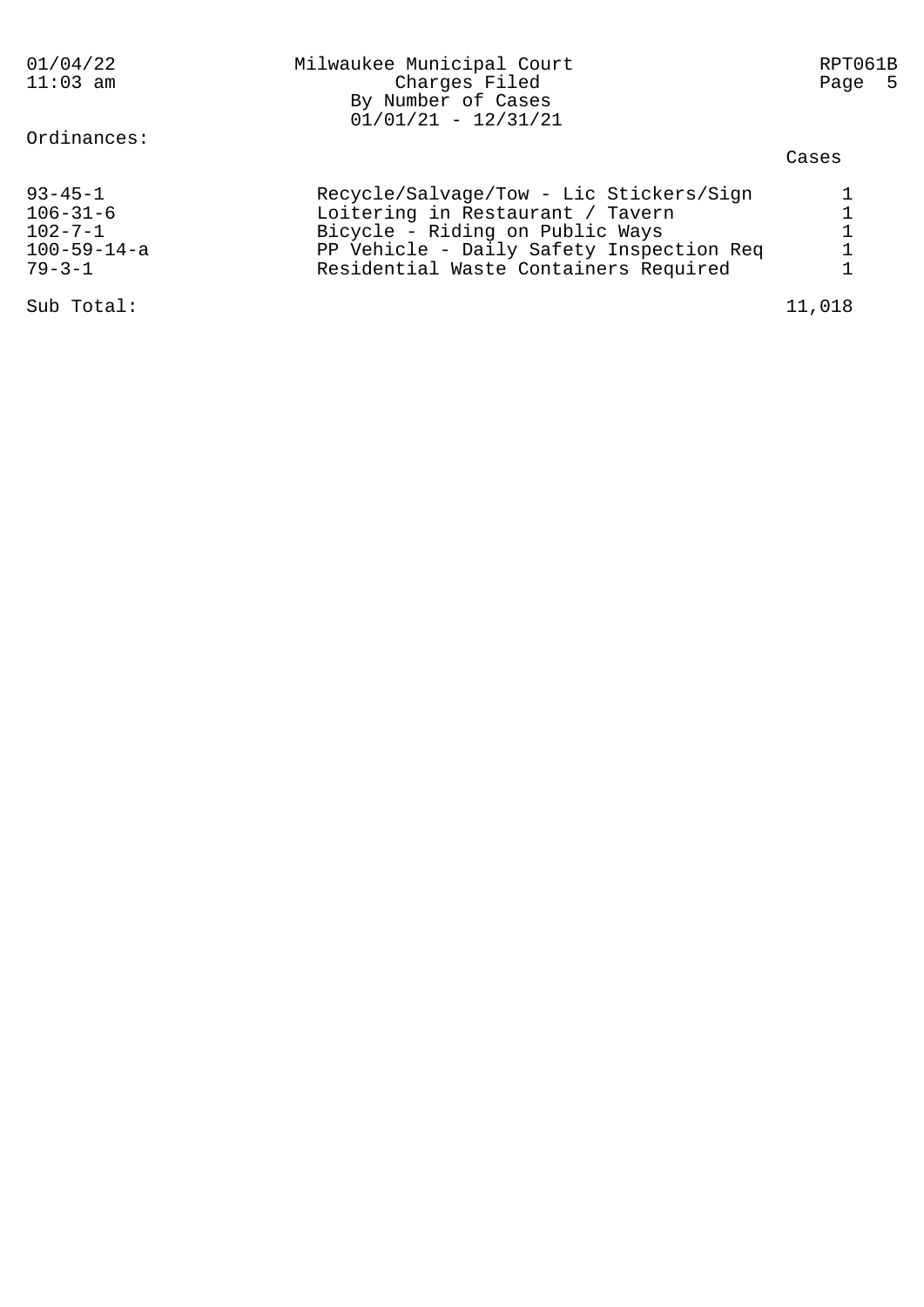Milwaukee Municipal Court
Charges Filed
By Number of Cases
01/01/21 - 12/31/21

Ordinances:

| Ordinance | Description | Cases |
|---|---|---|
| 93-45-1 | Recycle/Salvage/Tow - Lic Stickers/Sign | 1 |
| 106-31-6 | Loitering in Restaurant / Tavern | 1 |
| 102-7-1 | Bicycle - Riding on Public Ways | 1 |
| 100-59-14-a | PP Vehicle - Daily Safety Inspection Req | 1 |
| 79-3-1 | Residential Waste Containers Required | 1 |
| Sub Total: | | 11,018 |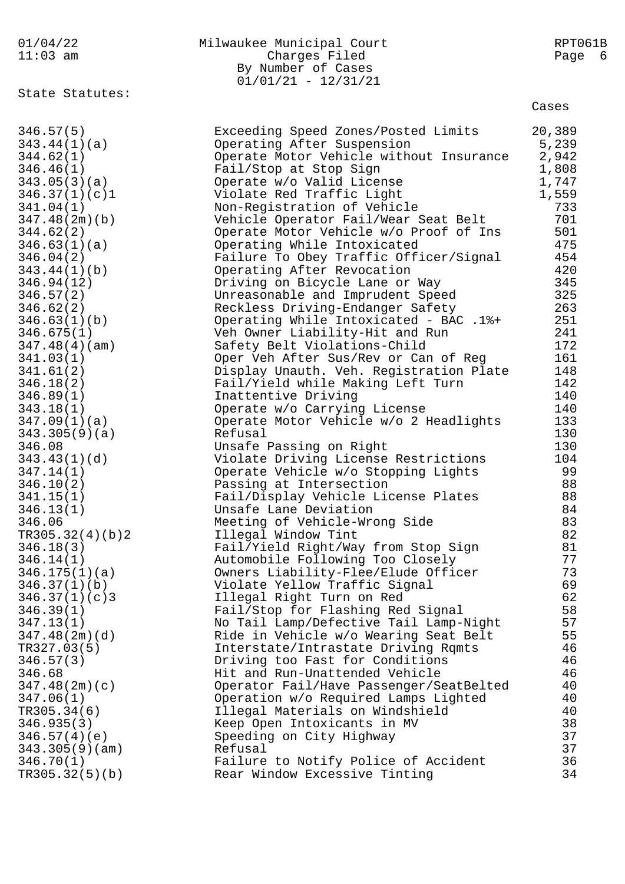Milwaukee Municipal Court

Charges Filed

By Number of Cases

01/01/21 - 12/31/21

State Statutes:

| Statute | Description | Cases |
|---|---|---|
| 346.57(5) | Exceeding Speed Zones/Posted Limits | 20,389 |
| 343.44(1)(a) | Operating After Suspension | 5,239 |
| 344.62(1) | Operate Motor Vehicle without Insurance | 2,942 |
| 346.46(1) | Fail/Stop at Stop Sign | 1,808 |
| 343.05(3)(a) | Operate w/o Valid License | 1,747 |
| 346.37(1)(c)1 | Violate Red Traffic Light | 1,559 |
| 341.04(1) | Non-Registration of Vehicle | 733 |
| 347.48(2m)(b) | Vehicle Operator Fail/Wear Seat Belt | 701 |
| 344.62(2) | Operate Motor Vehicle w/o Proof of Ins | 501 |
| 346.63(1)(a) | Operating While Intoxicated | 475 |
| 346.04(2) | Failure To Obey Traffic Officer/Signal | 454 |
| 343.44(1)(b) | Operating After Revocation | 420 |
| 346.94(12) | Driving on Bicycle Lane or Way | 345 |
| 346.57(2) | Unreasonable and Imprudent Speed | 325 |
| 346.62(2) | Reckless Driving-Endanger Safety | 263 |
| 346.63(1)(b) | Operating While Intoxicated - BAC .1%+ | 251 |
| 346.675(1) | Veh Owner Liability-Hit and Run | 241 |
| 347.48(4)(am) | Safety Belt Violations-Child | 172 |
| 341.03(1) | Oper Veh After Sus/Rev or Can of Reg | 161 |
| 341.61(2) | Display Unauth. Veh. Registration Plate | 148 |
| 346.18(2) | Fail/Yield while Making Left Turn | 142 |
| 346.89(1) | Inattentive Driving | 140 |
| 343.18(1) | Operate w/o Carrying License | 140 |
| 347.09(1)(a) | Operate Motor Vehicle w/o 2 Headlights | 133 |
| 343.305(9)(a) | Refusal | 130 |
| 346.08 | Unsafe Passing on Right | 130 |
| 343.43(1)(d) | Violate Driving License Restrictions | 104 |
| 347.14(1) | Operate Vehicle w/o Stopping Lights | 99 |
| 346.10(2) | Passing at Intersection | 88 |
| 341.15(1) | Fail/Display Vehicle License Plates | 88 |
| 346.13(1) | Unsafe Lane Deviation | 84 |
| 346.06 | Meeting of Vehicle-Wrong Side | 83 |
| TR305.32(4)(b)2 | Illegal Window Tint | 82 |
| 346.18(3) | Fail/Yield Right/Way from Stop Sign | 81 |
| 346.14(1) | Automobile Following Too Closely | 77 |
| 346.175(1)(a) | Owners Liability-Flee/Elude Officer | 73 |
| 346.37(1)(b) | Violate Yellow Traffic Signal | 69 |
| 346.37(1)(c)3 | Illegal Right Turn on Red | 62 |
| 346.39(1) | Fail/Stop for Flashing Red Signal | 58 |
| 347.13(1) | No Tail Lamp/Defective Tail Lamp-Night | 57 |
| 347.48(2m)(d) | Ride in Vehicle w/o Wearing Seat Belt | 55 |
| TR327.03(5) | Interstate/Intrastate Driving Rqmts | 46 |
| 346.57(3) | Driving too Fast for Conditions | 46 |
| 346.68 | Hit and Run-Unattended Vehicle | 46 |
| 347.48(2m)(c) | Operator Fail/Have Passenger/SeatBelted | 40 |
| 347.06(1) | Operation w/o Required Lamps Lighted | 40 |
| TR305.34(6) | Illegal Materials on Windshield | 40 |
| 346.935(3) | Keep Open Intoxicants in MV | 38 |
| 346.57(4)(e) | Speeding on City Highway | 37 |
| 343.305(9)(am) | Refusal | 37 |
| 346.70(1) | Failure to Notify Police of Accident | 36 |
| TR305.32(5)(b) | Rear Window Excessive Tinting | 34 |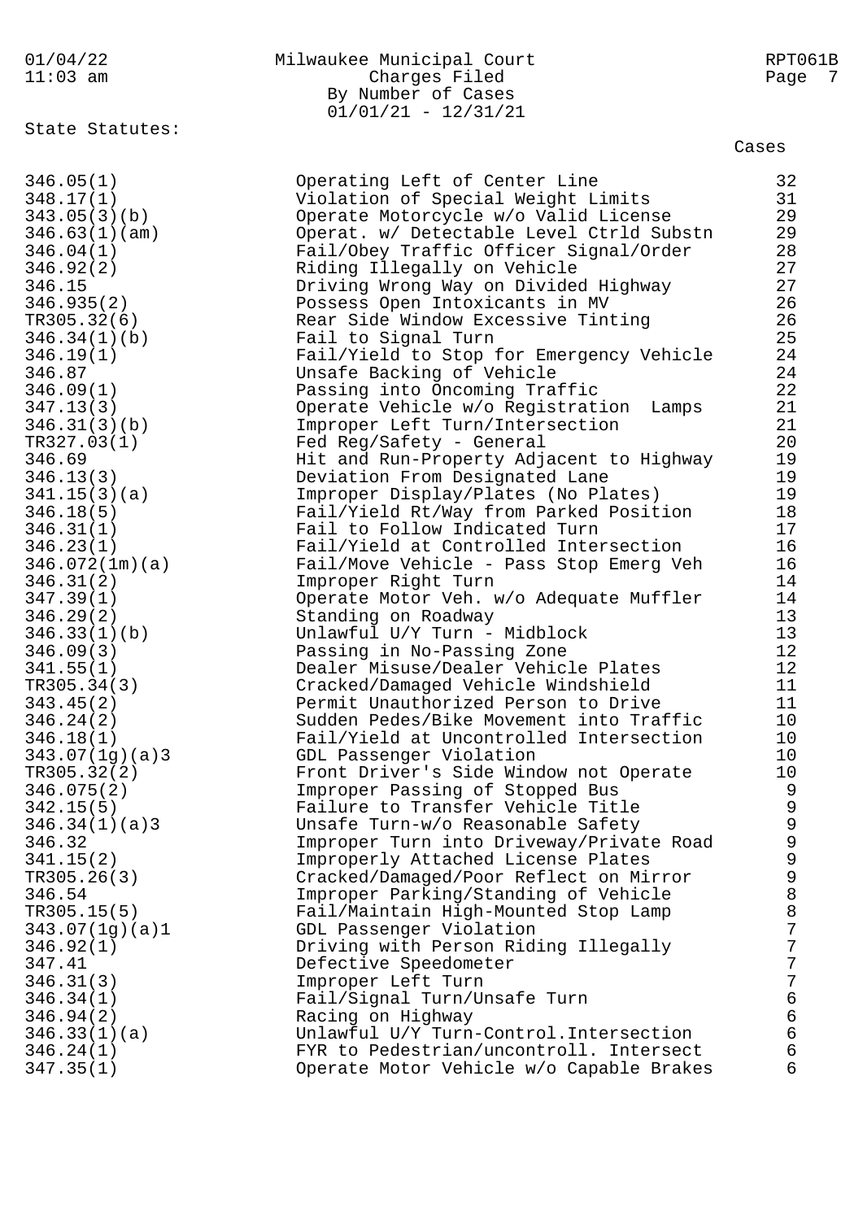Milwaukee Municipal Court
Charges Filed
By Number of Cases
01/01/21 - 12/31/21

State Statutes:

| Statute | Description | Cases |
|---|---|---|
| 346.05(1) | Operating Left of Center Line | 32 |
| 348.17(1) | Violation of Special Weight Limits | 31 |
| 343.05(3)(b) | Operate Motorcycle w/o Valid License | 29 |
| 346.63(1)(am) | Operat. w/ Detectable Level Ctrld Substn | 29 |
| 346.04(1) | Fail/Obey Traffic Officer Signal/Order | 28 |
| 346.92(2) | Riding Illegally on Vehicle | 27 |
| 346.15 | Driving Wrong Way on Divided Highway | 27 |
| 346.935(2) | Possess Open Intoxicants in MV | 26 |
| TR305.32(6) | Rear Side Window Excessive Tinting | 26 |
| 346.34(1)(b) | Fail to Signal Turn | 25 |
| 346.19(1) | Fail/Yield to Stop for Emergency Vehicle | 24 |
| 346.87 | Unsafe Backing of Vehicle | 24 |
| 346.09(1) | Passing into Oncoming Traffic | 22 |
| 347.13(3) | Operate Vehicle w/o Registration Lamps | 21 |
| 346.31(3)(b) | Improper Left Turn/Intersection | 21 |
| TR327.03(1) | Fed Reg/Safety - General | 20 |
| 346.69 | Hit and Run-Property Adjacent to Highway | 19 |
| 346.13(3) | Deviation From Designated Lane | 19 |
| 341.15(3)(a) | Improper Display/Plates (No Plates) | 19 |
| 346.18(5) | Fail/Yield Rt/Way from Parked Position | 18 |
| 346.31(1) | Fail to Follow Indicated Turn | 17 |
| 346.23(1) | Fail/Yield at Controlled Intersection | 16 |
| 346.072(1m)(a) | Fail/Move Vehicle - Pass Stop Emerg Veh | 16 |
| 346.31(2) | Improper Right Turn | 14 |
| 347.39(1) | Operate Motor Veh. w/o Adequate Muffler | 14 |
| 346.29(2) | Standing on Roadway | 13 |
| 346.33(1)(b) | Unlawful U/Y Turn - Midblock | 13 |
| 346.09(3) | Passing in No-Passing Zone | 12 |
| 341.55(1) | Dealer Misuse/Dealer Vehicle Plates | 12 |
| TR305.34(3) | Cracked/Damaged Vehicle Windshield | 11 |
| 343.45(2) | Permit Unauthorized Person to Drive | 11 |
| 346.24(2) | Sudden Pedes/Bike Movement into Traffic | 10 |
| 346.18(1) | Fail/Yield at Uncontrolled Intersection | 10 |
| 343.07(1g)(a)3 | GDL Passenger Violation | 10 |
| TR305.32(2) | Front Driver's Side Window not Operate | 10 |
| 346.075(2) | Improper Passing of Stopped Bus | 9 |
| 342.15(5) | Failure to Transfer Vehicle Title | 9 |
| 346.34(1)(a)3 | Unsafe Turn-w/o Reasonable Safety | 9 |
| 346.32 | Improper Turn into Driveway/Private Road | 9 |
| 341.15(2) | Improperly Attached License Plates | 9 |
| TR305.26(3) | Cracked/Damaged/Poor Reflect on Mirror | 9 |
| 346.54 | Improper Parking/Standing of Vehicle | 8 |
| TR305.15(5) | Fail/Maintain High-Mounted Stop Lamp | 8 |
| 343.07(1g)(a)1 | GDL Passenger Violation | 7 |
| 346.92(1) | Driving with Person Riding Illegally | 7 |
| 347.41 | Defective Speedometer | 7 |
| 346.31(3) | Improper Left Turn | 7 |
| 346.34(1) | Fail/Signal Turn/Unsafe Turn | 6 |
| 346.94(2) | Racing on Highway | 6 |
| 346.33(1)(a) | Unlawful U/Y Turn-Control.Intersection | 6 |
| 346.24(1) | FYR to Pedestrian/uncontroll. Intersect | 6 |
| 347.35(1) | Operate Motor Vehicle w/o Capable Brakes | 6 |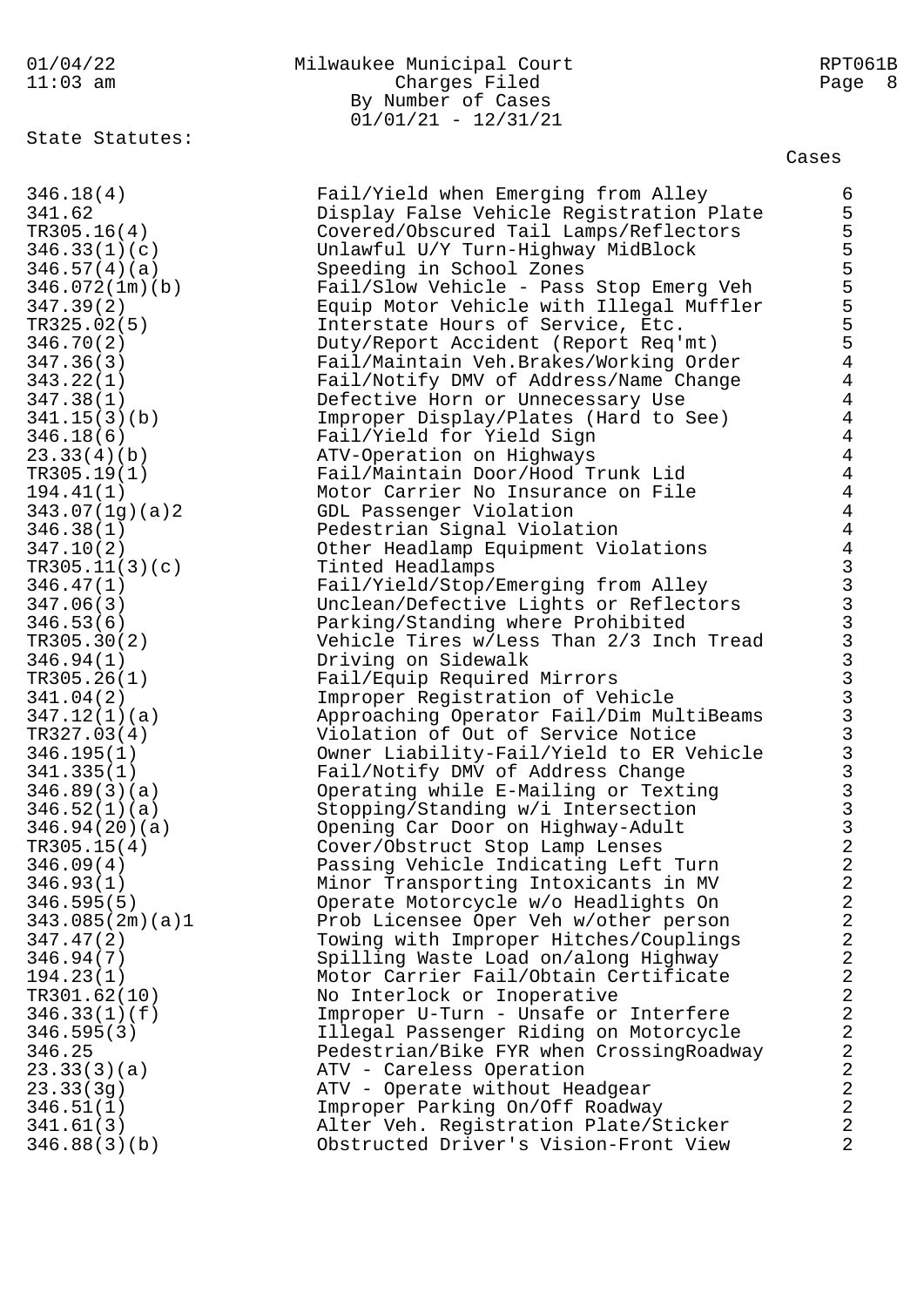State Statutes:

| Statute | Description | Cases |
|---|---|---|
| 346.18(4) | Fail/Yield when Emerging from Alley | 6 |
| 341.62 | Display False Vehicle Registration Plate | 5 |
| TR305.16(4) | Covered/Obscured Tail Lamps/Reflectors | 5 |
| 346.33(1)(c) | Unlawful U/Y Turn-Highway MidBlock | 5 |
| 346.57(4)(a) | Speeding in School Zones | 5 |
| 346.072(1m)(b) | Fail/Slow Vehicle - Pass Stop Emerg Veh | 5 |
| 347.39(2) | Equip Motor Vehicle with Illegal Muffler | 5 |
| TR325.02(5) | Interstate Hours of Service, Etc. | 5 |
| 346.70(2) | Duty/Report Accident (Report Req'mt) | 5 |
| 347.36(3) | Fail/Maintain Veh.Brakes/Working Order | 4 |
| 343.22(1) | Fail/Notify DMV of Address/Name Change | 4 |
| 347.38(1) | Defective Horn or Unnecessary Use | 4 |
| 341.15(3)(b) | Improper Display/Plates (Hard to See) | 4 |
| 346.18(6) | Fail/Yield for Yield Sign | 4 |
| 23.33(4)(b) | ATV-Operation on Highways | 4 |
| TR305.19(1) | Fail/Maintain Door/Hood Trunk Lid | 4 |
| 194.41(1) | Motor Carrier No Insurance on File | 4 |
| 343.07(1g)(a)2 | GDL Passenger Violation | 4 |
| 346.38(1) | Pedestrian Signal Violation | 4 |
| 347.10(2) | Other Headlamp Equipment Violations | 4 |
| TR305.11(3)(c) | Tinted Headlamps | 3 |
| 346.47(1) | Fail/Yield/Stop/Emerging from Alley | 3 |
| 347.06(3) | Unclean/Defective Lights or Reflectors | 3 |
| 346.53(6) | Parking/Standing where Prohibited | 3 |
| TR305.30(2) | Vehicle Tires w/Less Than 2/3 Inch Tread | 3 |
| 346.94(1) | Driving on Sidewalk | 3 |
| TR305.26(1) | Fail/Equip Required Mirrors | 3 |
| 341.04(2) | Improper Registration of Vehicle | 3 |
| 347.12(1)(a) | Approaching Operator Fail/Dim MultiBeams | 3 |
| TR327.03(4) | Violation of Out of Service Notice | 3 |
| 346.195(1) | Owner Liability-Fail/Yield to ER Vehicle | 3 |
| 341.335(1) | Fail/Notify DMV of Address Change | 3 |
| 346.89(3)(a) | Operating while E-Mailing or Texting | 3 |
| 346.52(1)(a) | Stopping/Standing w/i Intersection | 3 |
| 346.94(20)(a) | Opening Car Door on Highway-Adult | 3 |
| TR305.15(4) | Cover/Obstruct Stop Lamp Lenses | 2 |
| 346.09(4) | Passing Vehicle Indicating Left Turn | 2 |
| 346.93(1) | Minor Transporting Intoxicants in MV | 2 |
| 346.595(5) | Operate Motorcycle w/o Headlights On | 2 |
| 343.085(2m)(a)1 | Prob Licensee Oper Veh w/other person | 2 |
| 347.47(2) | Towing with Improper Hitches/Couplings | 2 |
| 346.94(7) | Spilling Waste Load on/along Highway | 2 |
| 194.23(1) | Motor Carrier Fail/Obtain Certificate | 2 |
| TR301.62(10) | No Interlock or Inoperative | 2 |
| 346.33(1)(f) | Improper U-Turn - Unsafe or Interfere | 2 |
| 346.595(3) | Illegal Passenger Riding on Motorcycle | 2 |
| 346.25 | Pedestrian/Bike FYR when CrossingRoadway | 2 |
| 23.33(3)(a) | ATV - Careless Operation | 2 |
| 23.33(3g) | ATV - Operate without Headgear | 2 |
| 346.51(1) | Improper Parking On/Off Roadway | 2 |
| 341.61(3) | Alter Veh. Registration Plate/Sticker | 2 |
| 346.88(3)(b) | Obstructed Driver's Vision-Front View | 2 |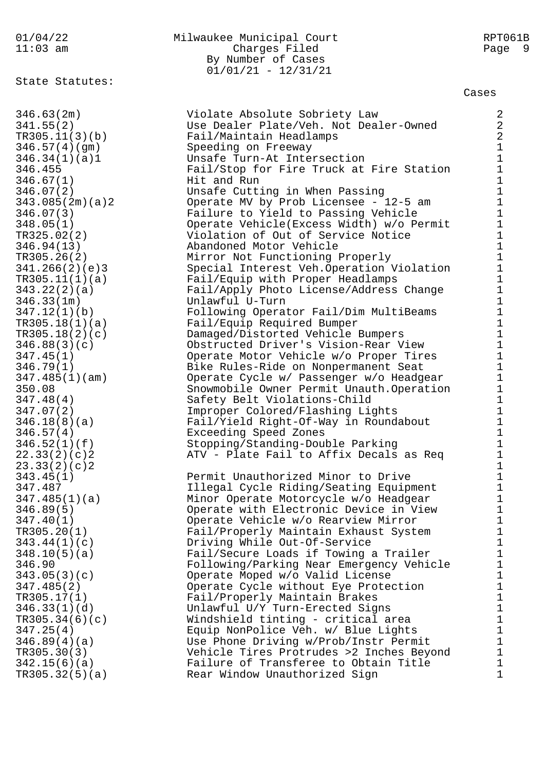State Statutes:

| Statute | Description | Cases |
|---|---|---|
| 346.63(2m) | Violate Absolute Sobriety Law | 2 |
| 341.55(2) | Use Dealer Plate/Veh. Not Dealer-Owned | 2 |
| TR305.11(3)(b) | Fail/Maintain Headlamps | 2 |
| 346.57(4)(gm) | Speeding on Freeway | 1 |
| 346.34(1)(a)1 | Unsafe Turn-At Intersection | 1 |
| 346.455 | Fail/Stop for Fire Truck at Fire Station | 1 |
| 346.67(1) | Hit and Run | 1 |
| 346.07(2) | Unsafe Cutting in When Passing | 1 |
| 343.085(2m)(a)2 | Operate MV by Prob Licensee - 12-5 am | 1 |
| 346.07(3) | Failure to Yield to Passing Vehicle | 1 |
| 348.05(1) | Operate Vehicle(Excess Width) w/o Permit | 1 |
| TR325.02(2) | Violation of Out of Service Notice | 1 |
| 346.94(13) | Abandoned Motor Vehicle | 1 |
| TR305.26(2) | Mirror Not Functioning Properly | 1 |
| 341.266(2)(e)3 | Special Interest Veh.Operation Violation | 1 |
| TR305.11(1)(a) | Fail/Equip with Proper Headlamps | 1 |
| 343.22(2)(a) | Fail/Apply Photo License/Address Change | 1 |
| 346.33(1m) | Unlawful U-Turn | 1 |
| 347.12(1)(b) | Following Operator Fail/Dim MultiBeams | 1 |
| TR305.18(1)(a) | Fail/Equip Required Bumper | 1 |
| TR305.18(2)(c) | Damaged/Distorted Vehicle Bumpers | 1 |
| 346.88(3)(c) | Obstructed Driver's Vision-Rear View | 1 |
| 347.45(1) | Operate Motor Vehicle w/o Proper Tires | 1 |
| 346.79(1) | Bike Rules-Ride on Nonpermanent Seat | 1 |
| 347.485(1)(am) | Operate Cycle w/ Passenger w/o Headgear | 1 |
| 350.08 | Snowmobile Owner Permit Unauth.Operation | 1 |
| 347.48(4) | Safety Belt Violations-Child | 1 |
| 347.07(2) | Improper Colored/Flashing Lights | 1 |
| 346.18(8)(a) | Fail/Yield Right-Of-Way in Roundabout | 1 |
| 346.57(4) | Exceeding Speed Zones | 1 |
| 346.52(1)(f) | Stopping/Standing-Double Parking | 1 |
| 22.33(2)(c)2 | ATV - Plate Fail to Affix Decals as Req | 1 |
| 23.33(2)(c)2 | | 1 |
| 343.45(1) | Permit Unauthorized Minor to Drive | 1 |
| 347.487 | Illegal Cycle Riding/Seating Equipment | 1 |
| 347.485(1)(a) | Minor Operate Motorcycle w/o Headgear | 1 |
| 346.89(5) | Operate with Electronic Device in View | 1 |
| 347.40(1) | Operate Vehicle w/o Rearview Mirror | 1 |
| TR305.20(1) | Fail/Properly Maintain Exhaust System | 1 |
| 343.44(1)(c) | Driving While Out-Of-Service | 1 |
| 348.10(5)(a) | Fail/Secure Loads if Towing a Trailer | 1 |
| 346.90 | Following/Parking Near Emergency Vehicle | 1 |
| 343.05(3)(c) | Operate Moped w/o Valid License | 1 |
| 347.485(2) | Operate Cycle without Eye Protection | 1 |
| TR305.17(1) | Fail/Properly Maintain Brakes | 1 |
| 346.33(1)(d) | Unlawful U/Y Turn-Erected Signs | 1 |
| TR305.34(6)(c) | Windshield tinting - critical area | 1 |
| 347.25(4) | Equip NonPolice Veh. w/ Blue Lights | 1 |
| 346.89(4)(a) | Use Phone Driving w/Prob/Instr Permit | 1 |
| TR305.30(3) | Vehicle Tires Protrudes >2 Inches Beyond | 1 |
| 342.15(6)(a) | Failure of Transferee to Obtain Title | 1 |
| TR305.32(5)(a) | Rear Window Unauthorized Sign | 1 |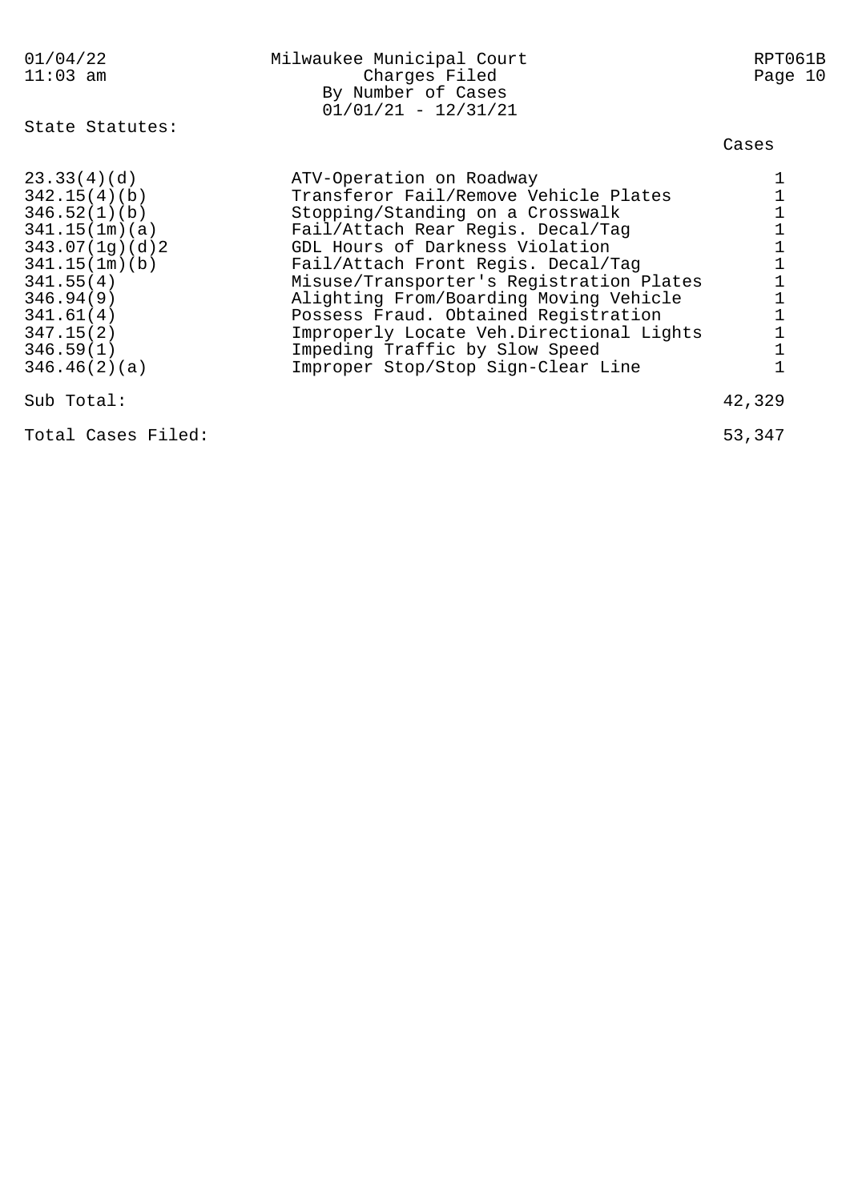State Statutes:

| | | Cases |
|---|---|---|
| 23.33(4)(d) | ATV-Operation on Roadway | 1 |
| 342.15(4)(b) | Transferor Fail/Remove Vehicle Plates | 1 |
| 346.52(1)(b) | Stopping/Standing on a Crosswalk | 1 |
| 341.15(1m)(a) | Fail/Attach Rear Regis. Decal/Tag | 1 |
| 343.07(1g)(d)2 | GDL Hours of Darkness Violation | 1 |
| 341.15(1m)(b) | Fail/Attach Front Regis. Decal/Tag | 1 |
| 341.55(4) | Misuse/Transporter's Registration Plates | 1 |
| 346.94(9) | Alighting From/Boarding Moving Vehicle | 1 |
| 341.61(4) | Possess Fraud. Obtained Registration | 1 |
| 347.15(2) | Improperly Locate Veh.Directional Lights | 1 |
| 346.59(1) | Impeding Traffic by Slow Speed | 1 |
| 346.46(2)(a) | Improper Stop/Stop Sign-Clear Line | 1 |
| Sub Total: | | 42,329 |
| Total Cases Filed: | | 53,347 |